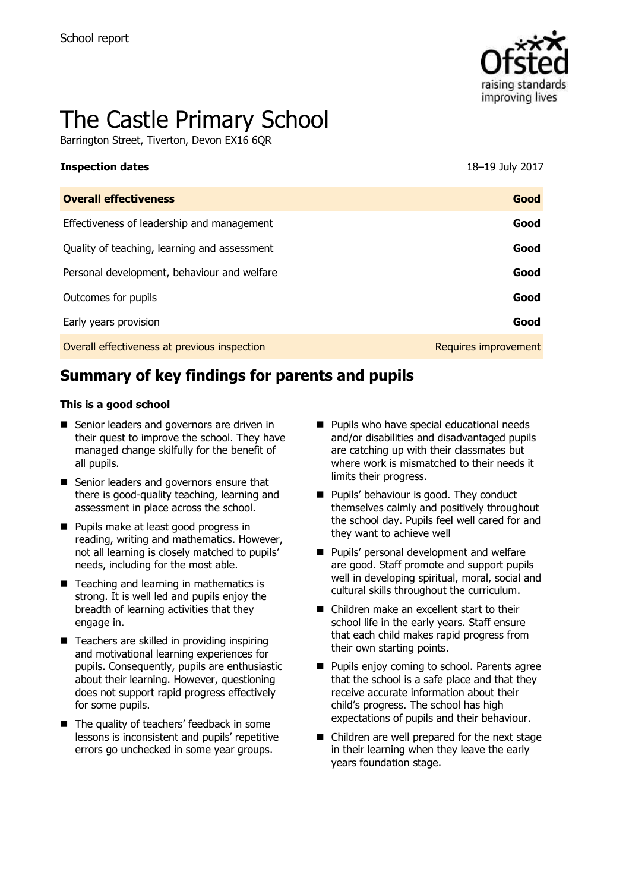School report

# The Castle Primary School

Barrington Street, Tiverton, Devon EX16 6QR

| **Inspection dates** | 18–19 July 2017 |
| --- | --- |
| **Overall effectiveness** | **Good** |
| Effectiveness of leadership and management | **Good** |
| Quality of teaching, learning and assessment | **Good** |
| Personal development, behaviour and welfare | **Good** |
| Outcomes for pupils | **Good** |
| Early years provision | **Good** |
| Overall effectiveness at previous inspection | Requires improvement |

## Summary of key findings for parents and pupils

### This is a good school

- Senior leaders and governors are driven in their quest to improve the school. They have managed change skilfully for the benefit of all pupils.
- Senior leaders and governors ensure that there is good-quality teaching, learning and assessment in place across the school.
- Pupils make at least good progress in reading, writing and mathematics. However, not all learning is closely matched to pupils' needs, including for the most able.
- Teaching and learning in mathematics is strong. It is well led and pupils enjoy the breadth of learning activities that they engage in.
- Teachers are skilled in providing inspiring and motivational learning experiences for pupils. Consequently, pupils are enthusiastic about their learning. However, questioning does not support rapid progress effectively for some pupils.
- The quality of teachers' feedback in some lessons is inconsistent and pupils' repetitive errors go unchecked in some year groups.
- Pupils who have special educational needs and/or disabilities and disadvantaged pupils are catching up with their classmates but where work is mismatched to their needs it limits their progress.
- Pupils' behaviour is good. They conduct themselves calmly and positively throughout the school day. Pupils feel well cared for and they want to achieve well
- Pupils' personal development and welfare are good. Staff promote and support pupils well in developing spiritual, moral, social and cultural skills throughout the curriculum.
- Children make an excellent start to their school life in the early years. Staff ensure that each child makes rapid progress from their own starting points.
- Pupils enjoy coming to school. Parents agree that the school is a safe place and that they receive accurate information about their child's progress. The school has high expectations of pupils and their behaviour.
- Children are well prepared for the next stage in their learning when they leave the early years foundation stage.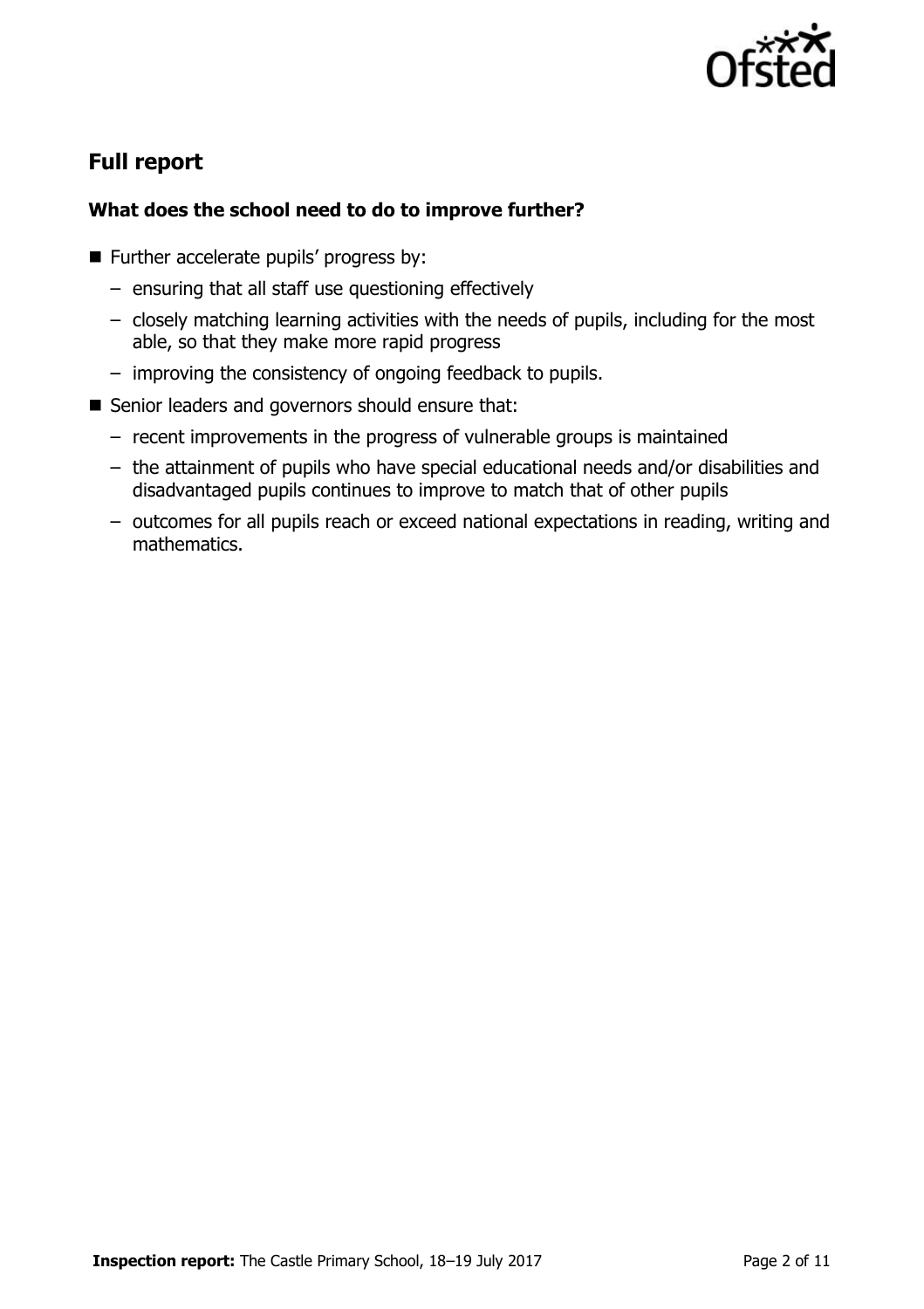## Full report

### What does the school need to do to improve further?

- Further accelerate pupils' progress by:
  - ensuring that all staff use questioning effectively
  - closely matching learning activities with the needs of pupils, including for the most able, so that they make more rapid progress
  - improving the consistency of ongoing feedback to pupils.
- Senior leaders and governors should ensure that:
  - recent improvements in the progress of vulnerable groups is maintained
  - the attainment of pupils who have special educational needs and/or disabilities and disadvantaged pupils continues to improve to match that of other pupils
  - outcomes for all pupils reach or exceed national expectations in reading, writing and mathematics.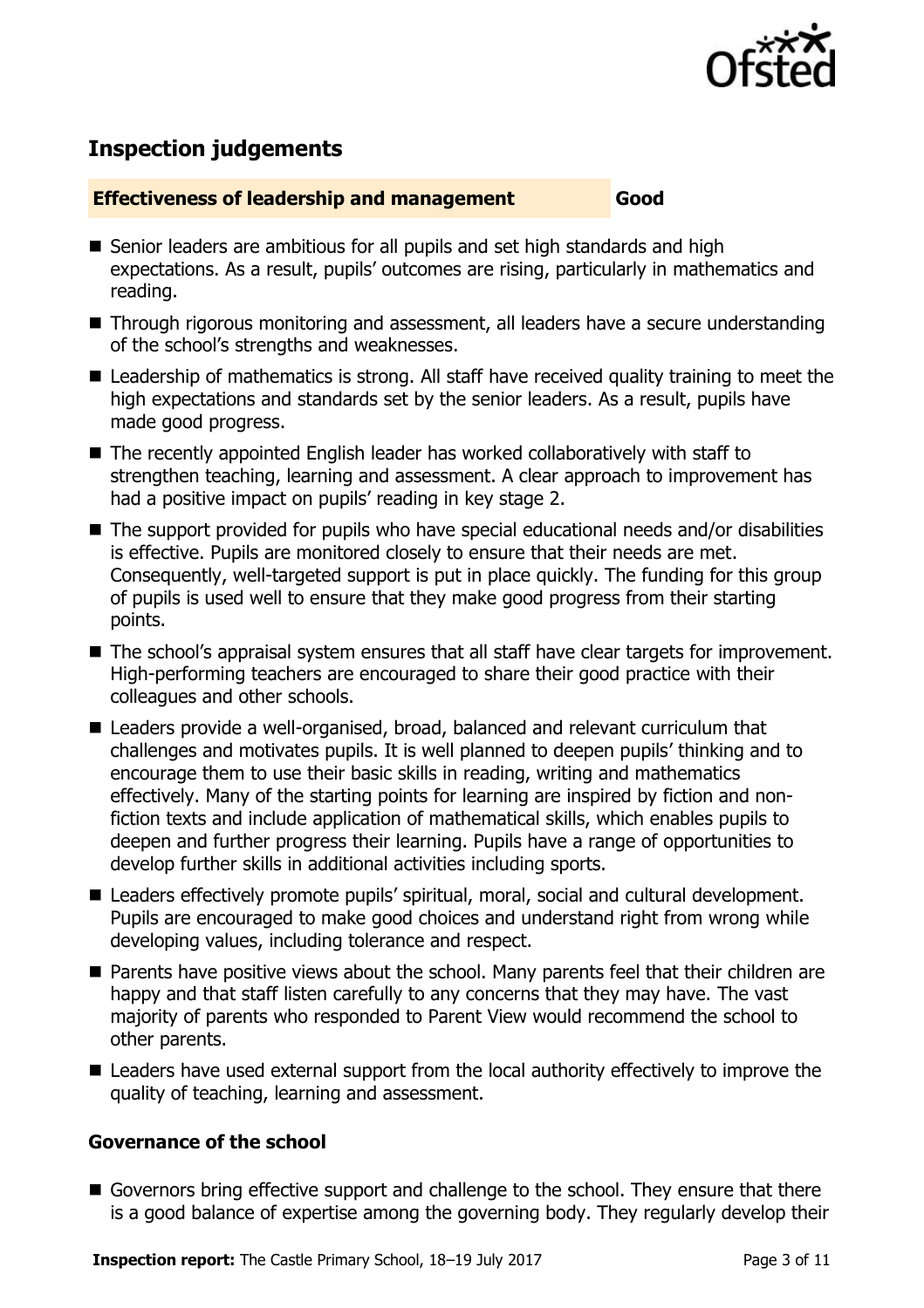## Inspection judgements

**Effectiveness of leadership and management** **Good**

- Senior leaders are ambitious for all pupils and set high standards and high expectations. As a result, pupils' outcomes are rising, particularly in mathematics and reading.
- Through rigorous monitoring and assessment, all leaders have a secure understanding of the school's strengths and weaknesses.
- Leadership of mathematics is strong. All staff have received quality training to meet the high expectations and standards set by the senior leaders. As a result, pupils have made good progress.
- The recently appointed English leader has worked collaboratively with staff to strengthen teaching, learning and assessment. A clear approach to improvement has had a positive impact on pupils' reading in key stage 2.
- The support provided for pupils who have special educational needs and/or disabilities is effective. Pupils are monitored closely to ensure that their needs are met. Consequently, well-targeted support is put in place quickly. The funding for this group of pupils is used well to ensure that they make good progress from their starting points.
- The school's appraisal system ensures that all staff have clear targets for improvement. High-performing teachers are encouraged to share their good practice with their colleagues and other schools.
- Leaders provide a well-organised, broad, balanced and relevant curriculum that challenges and motivates pupils. It is well planned to deepen pupils' thinking and to encourage them to use their basic skills in reading, writing and mathematics effectively. Many of the starting points for learning are inspired by fiction and non-fiction texts and include application of mathematical skills, which enables pupils to deepen and further progress their learning. Pupils have a range of opportunities to develop further skills in additional activities including sports.
- Leaders effectively promote pupils' spiritual, moral, social and cultural development. Pupils are encouraged to make good choices and understand right from wrong while developing values, including tolerance and respect.
- Parents have positive views about the school. Many parents feel that their children are happy and that staff listen carefully to any concerns that they may have. The vast majority of parents who responded to Parent View would recommend the school to other parents.
- Leaders have used external support from the local authority effectively to improve the quality of teaching, learning and assessment.

### Governance of the school

- Governors bring effective support and challenge to the school. They ensure that there is a good balance of expertise among the governing body. They regularly develop their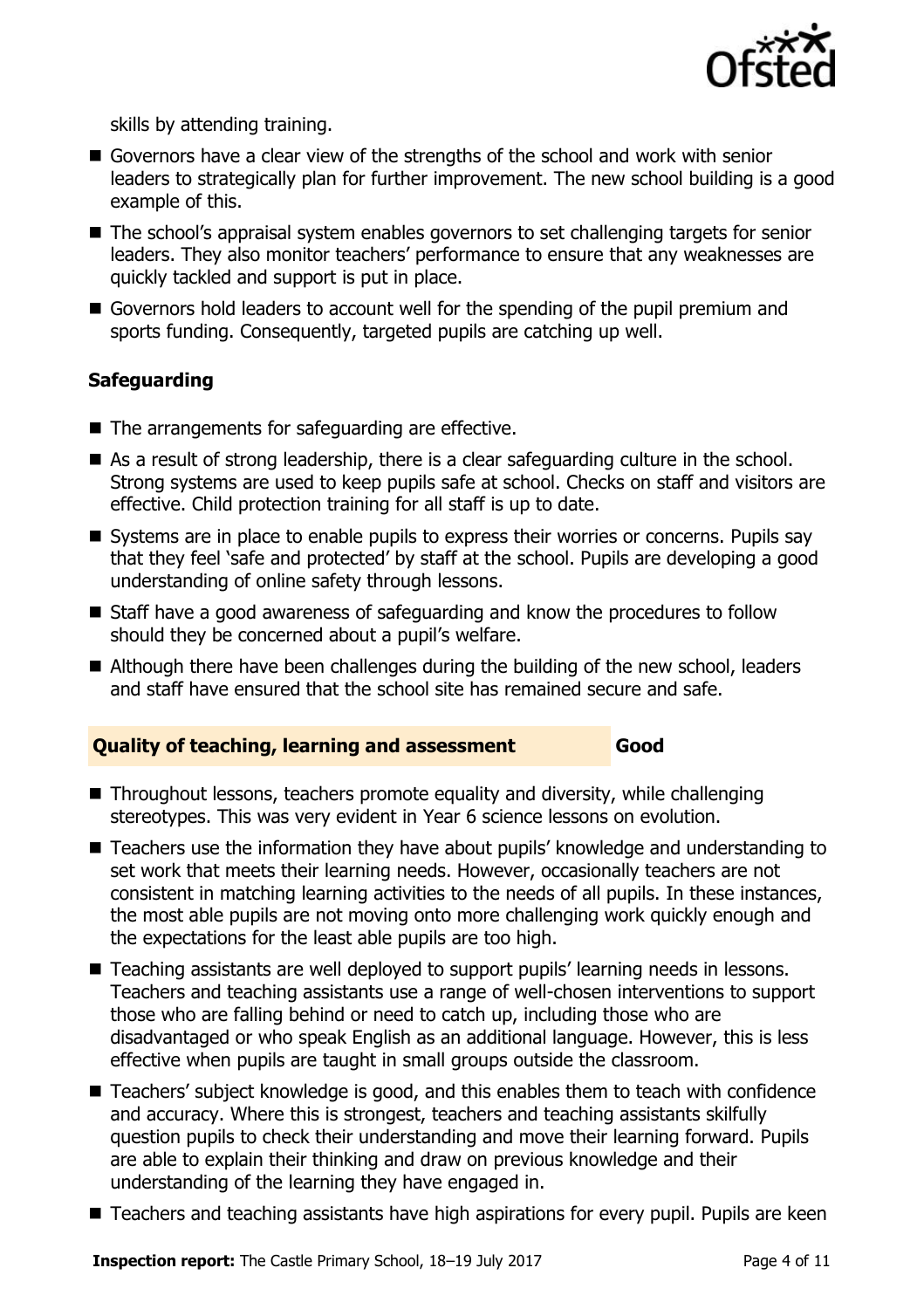skills by attending training.

- Governors have a clear view of the strengths of the school and work with senior leaders to strategically plan for further improvement. The new school building is a good example of this.
- The school's appraisal system enables governors to set challenging targets for senior leaders. They also monitor teachers' performance to ensure that any weaknesses are quickly tackled and support is put in place.
- Governors hold leaders to account well for the spending of the pupil premium and sports funding. Consequently, targeted pupils are catching up well.

### Safeguarding

- The arrangements for safeguarding are effective.
- As a result of strong leadership, there is a clear safeguarding culture in the school. Strong systems are used to keep pupils safe at school. Checks on staff and visitors are effective. Child protection training for all staff is up to date.
- Systems are in place to enable pupils to express their worries or concerns. Pupils say that they feel 'safe and protected' by staff at the school. Pupils are developing a good understanding of online safety through lessons.
- Staff have a good awareness of safeguarding and know the procedures to follow should they be concerned about a pupil's welfare.
- Although there have been challenges during the building of the new school, leaders and staff have ensured that the school site has remained secure and safe.

## Quality of teaching, learning and assessment — Good

- Throughout lessons, teachers promote equality and diversity, while challenging stereotypes. This was very evident in Year 6 science lessons on evolution.
- Teachers use the information they have about pupils' knowledge and understanding to set work that meets their learning needs. However, occasionally teachers are not consistent in matching learning activities to the needs of all pupils. In these instances, the most able pupils are not moving onto more challenging work quickly enough and the expectations for the least able pupils are too high.
- Teaching assistants are well deployed to support pupils' learning needs in lessons. Teachers and teaching assistants use a range of well-chosen interventions to support those who are falling behind or need to catch up, including those who are disadvantaged or who speak English as an additional language. However, this is less effective when pupils are taught in small groups outside the classroom.
- Teachers' subject knowledge is good, and this enables them to teach with confidence and accuracy. Where this is strongest, teachers and teaching assistants skilfully question pupils to check their understanding and move their learning forward. Pupils are able to explain their thinking and draw on previous knowledge and their understanding of the learning they have engaged in.
- Teachers and teaching assistants have high aspirations for every pupil. Pupils are keen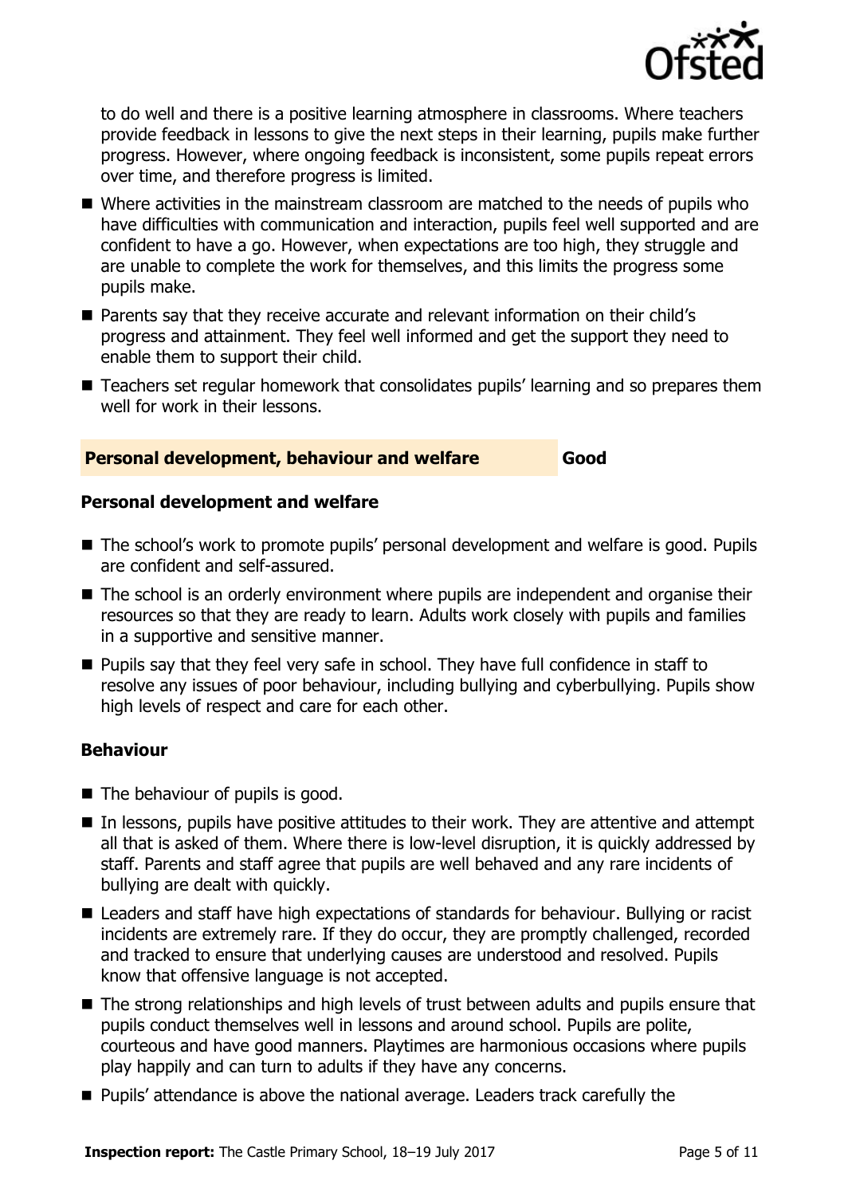to do well and there is a positive learning atmosphere in classrooms. Where teachers provide feedback in lessons to give the next steps in their learning, pupils make further progress. However, where ongoing feedback is inconsistent, some pupils repeat errors over time, and therefore progress is limited.

- Where activities in the mainstream classroom are matched to the needs of pupils who have difficulties with communication and interaction, pupils feel well supported and are confident to have a go. However, when expectations are too high, they struggle and are unable to complete the work for themselves, and this limits the progress some pupils make.
- Parents say that they receive accurate and relevant information on their child's progress and attainment. They feel well informed and get the support they need to enable them to support their child.
- Teachers set regular homework that consolidates pupils' learning and so prepares them well for work in their lessons.

## Personal development, behaviour and welfare — Good

### Personal development and welfare

- The school's work to promote pupils' personal development and welfare is good. Pupils are confident and self-assured.
- The school is an orderly environment where pupils are independent and organise their resources so that they are ready to learn. Adults work closely with pupils and families in a supportive and sensitive manner.
- Pupils say that they feel very safe in school. They have full confidence in staff to resolve any issues of poor behaviour, including bullying and cyberbullying. Pupils show high levels of respect and care for each other.

### Behaviour

- The behaviour of pupils is good.
- In lessons, pupils have positive attitudes to their work. They are attentive and attempt all that is asked of them. Where there is low-level disruption, it is quickly addressed by staff. Parents and staff agree that pupils are well behaved and any rare incidents of bullying are dealt with quickly.
- Leaders and staff have high expectations of standards for behaviour. Bullying or racist incidents are extremely rare. If they do occur, they are promptly challenged, recorded and tracked to ensure that underlying causes are understood and resolved. Pupils know that offensive language is not accepted.
- The strong relationships and high levels of trust between adults and pupils ensure that pupils conduct themselves well in lessons and around school. Pupils are polite, courteous and have good manners. Playtimes are harmonious occasions where pupils play happily and can turn to adults if they have any concerns.
- Pupils' attendance is above the national average. Leaders track carefully the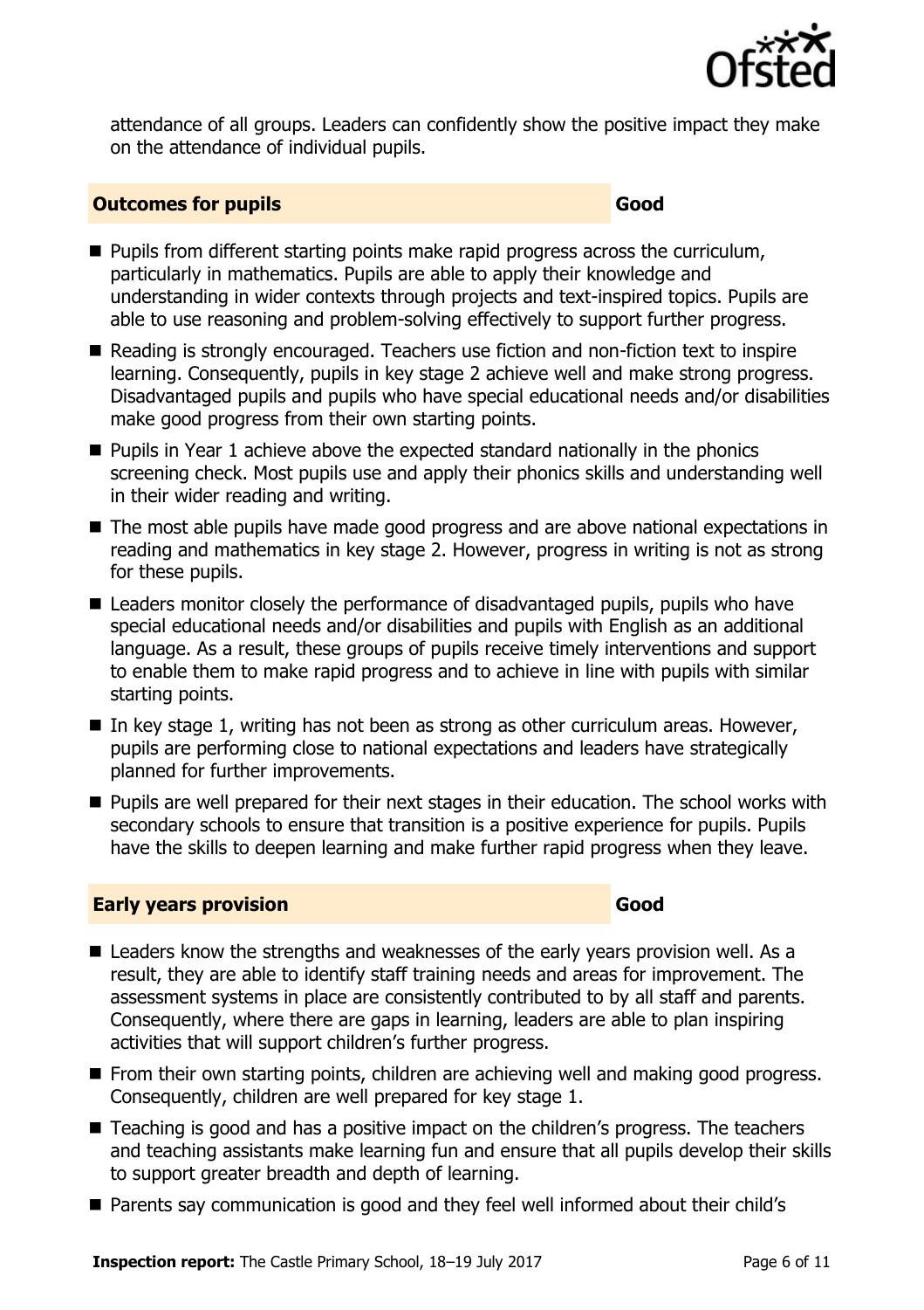attendance of all groups. Leaders can confidently show the positive impact they make on the attendance of individual pupils.

## Outcomes for pupils — Good

- Pupils from different starting points make rapid progress across the curriculum, particularly in mathematics. Pupils are able to apply their knowledge and understanding in wider contexts through projects and text-inspired topics. Pupils are able to use reasoning and problem-solving effectively to support further progress.
- Reading is strongly encouraged. Teachers use fiction and non-fiction text to inspire learning. Consequently, pupils in key stage 2 achieve well and make strong progress. Disadvantaged pupils and pupils who have special educational needs and/or disabilities make good progress from their own starting points.
- Pupils in Year 1 achieve above the expected standard nationally in the phonics screening check. Most pupils use and apply their phonics skills and understanding well in their wider reading and writing.
- The most able pupils have made good progress and are above national expectations in reading and mathematics in key stage 2. However, progress in writing is not as strong for these pupils.
- Leaders monitor closely the performance of disadvantaged pupils, pupils who have special educational needs and/or disabilities and pupils with English as an additional language. As a result, these groups of pupils receive timely interventions and support to enable them to make rapid progress and to achieve in line with pupils with similar starting points.
- In key stage 1, writing has not been as strong as other curriculum areas. However, pupils are performing close to national expectations and leaders have strategically planned for further improvements.
- Pupils are well prepared for their next stages in their education. The school works with secondary schools to ensure that transition is a positive experience for pupils. Pupils have the skills to deepen learning and make further rapid progress when they leave.

## Early years provision — Good

- Leaders know the strengths and weaknesses of the early years provision well. As a result, they are able to identify staff training needs and areas for improvement. The assessment systems in place are consistently contributed to by all staff and parents. Consequently, where there are gaps in learning, leaders are able to plan inspiring activities that will support children's further progress.
- From their own starting points, children are achieving well and making good progress. Consequently, children are well prepared for key stage 1.
- Teaching is good and has a positive impact on the children's progress. The teachers and teaching assistants make learning fun and ensure that all pupils develop their skills to support greater breadth and depth of learning.
- Parents say communication is good and they feel well informed about their child's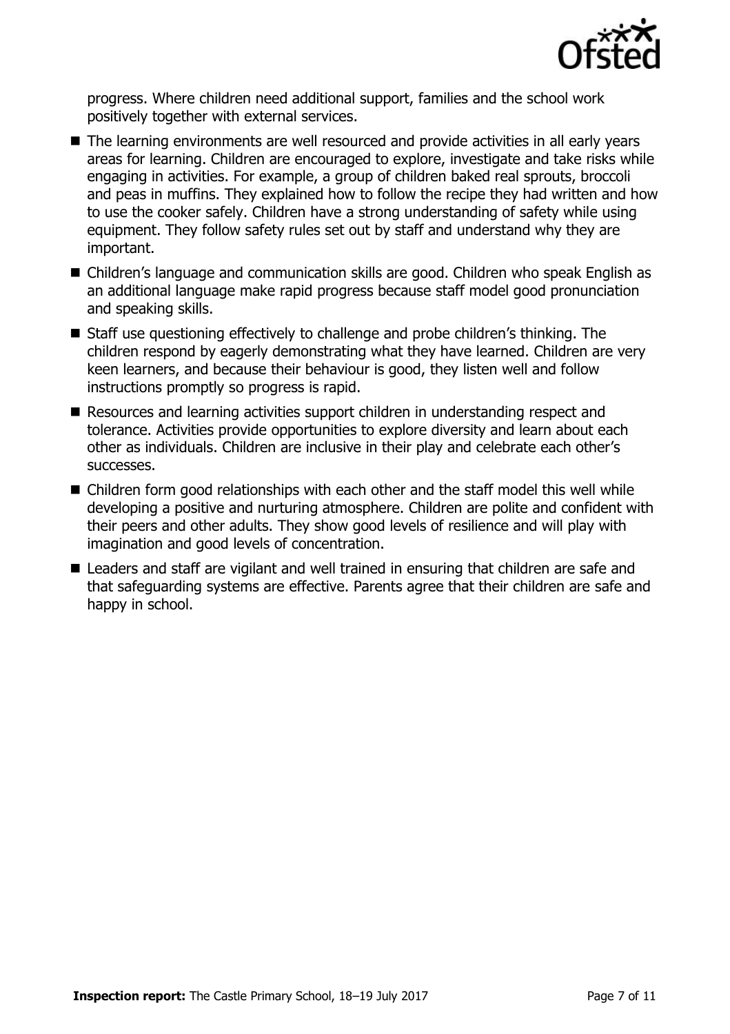progress. Where children need additional support, families and the school work positively together with external services.

- The learning environments are well resourced and provide activities in all early years areas for learning. Children are encouraged to explore, investigate and take risks while engaging in activities. For example, a group of children baked real sprouts, broccoli and peas in muffins. They explained how to follow the recipe they had written and how to use the cooker safely. Children have a strong understanding of safety while using equipment. They follow safety rules set out by staff and understand why they are important.
- Children's language and communication skills are good. Children who speak English as an additional language make rapid progress because staff model good pronunciation and speaking skills.
- Staff use questioning effectively to challenge and probe children's thinking. The children respond by eagerly demonstrating what they have learned. Children are very keen learners, and because their behaviour is good, they listen well and follow instructions promptly so progress is rapid.
- Resources and learning activities support children in understanding respect and tolerance. Activities provide opportunities to explore diversity and learn about each other as individuals. Children are inclusive in their play and celebrate each other's successes.
- Children form good relationships with each other and the staff model this well while developing a positive and nurturing atmosphere. Children are polite and confident with their peers and other adults. They show good levels of resilience and will play with imagination and good levels of concentration.
- Leaders and staff are vigilant and well trained in ensuring that children are safe and that safeguarding systems are effective. Parents agree that their children are safe and happy in school.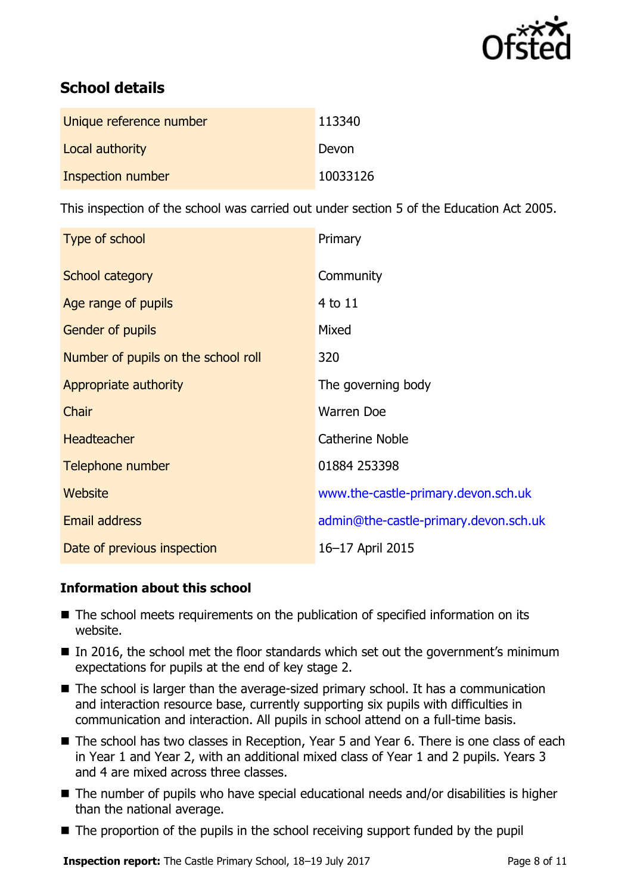## School details

| Unique reference number | 113340 |
| --- | --- |
| Local authority | Devon |
| Inspection number | 10033126 |

This inspection of the school was carried out under section 5 of the Education Act 2005.

| Type of school | Primary |
| --- | --- |
| School category | Community |
| Age range of pupils | 4 to 11 |
| Gender of pupils | Mixed |
| Number of pupils on the school roll | 320 |
| Appropriate authority | The governing body |
| Chair | Warren Doe |
| Headteacher | Catherine Noble |
| Telephone number | 01884 253398 |
| Website | www.the-castle-primary.devon.sch.uk |
| Email address | admin@the-castle-primary.devon.sch.uk |
| Date of previous inspection | 16–17 April 2015 |

### Information about this school

- The school meets requirements on the publication of specified information on its website.
- In 2016, the school met the floor standards which set out the government's minimum expectations for pupils at the end of key stage 2.
- The school is larger than the average-sized primary school. It has a communication and interaction resource base, currently supporting six pupils with difficulties in communication and interaction. All pupils in school attend on a full-time basis.
- The school has two classes in Reception, Year 5 and Year 6. There is one class of each in Year 1 and Year 2, with an additional mixed class of Year 1 and 2 pupils. Years 3 and 4 are mixed across three classes.
- The number of pupils who have special educational needs and/or disabilities is higher than the national average.
- The proportion of the pupils in the school receiving support funded by the pupil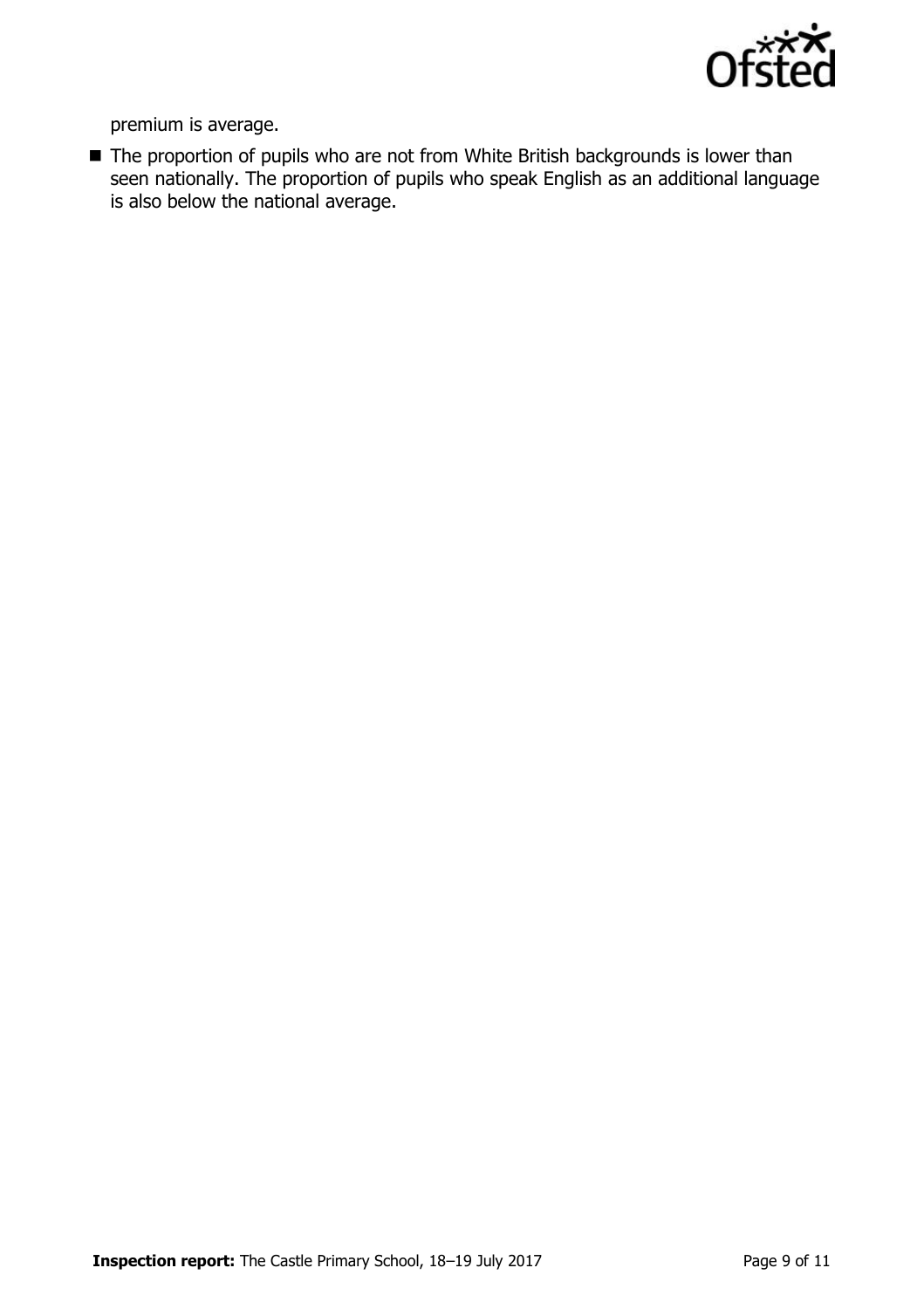premium is average.

- The proportion of pupils who are not from White British backgrounds is lower than seen nationally. The proportion of pupils who speak English as an additional language is also below the national average.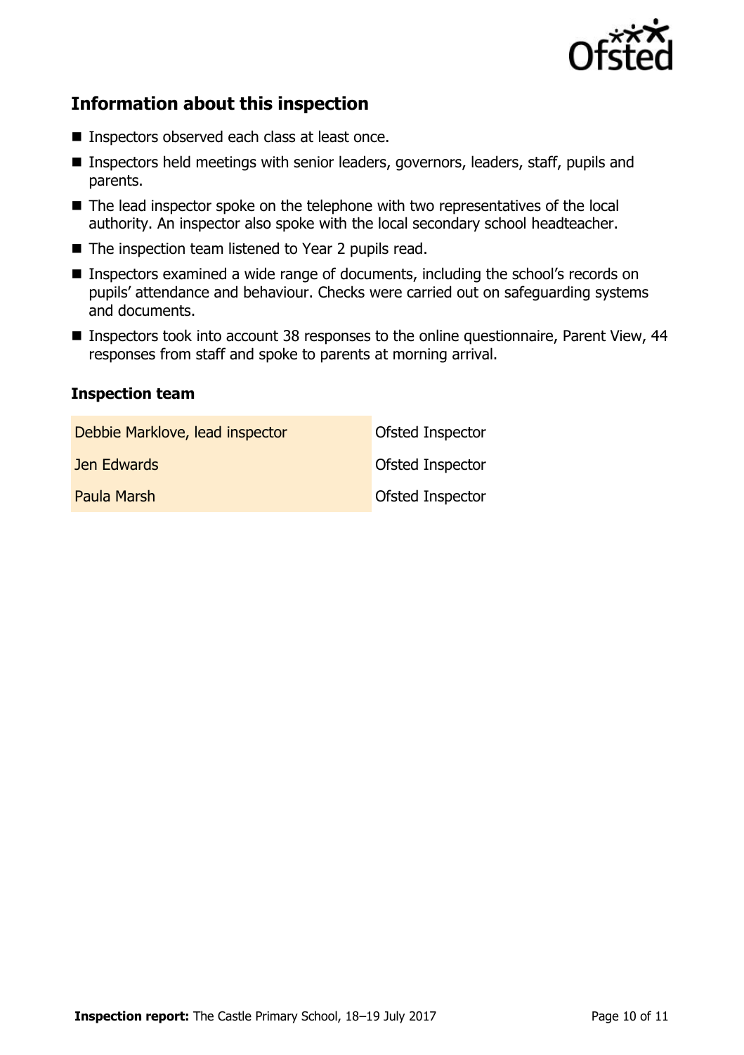## Information about this inspection

- Inspectors observed each class at least once.
- Inspectors held meetings with senior leaders, governors, leaders, staff, pupils and parents.
- The lead inspector spoke on the telephone with two representatives of the local authority. An inspector also spoke with the local secondary school headteacher.
- The inspection team listened to Year 2 pupils read.
- Inspectors examined a wide range of documents, including the school's records on pupils' attendance and behaviour. Checks were carried out on safeguarding systems and documents.
- Inspectors took into account 38 responses to the online questionnaire, Parent View, 44 responses from staff and spoke to parents at morning arrival.

### Inspection team

| | |
|---|---|
| Debbie Marklove, lead inspector | Ofsted Inspector |
| Jen Edwards | Ofsted Inspector |
| Paula Marsh | Ofsted Inspector |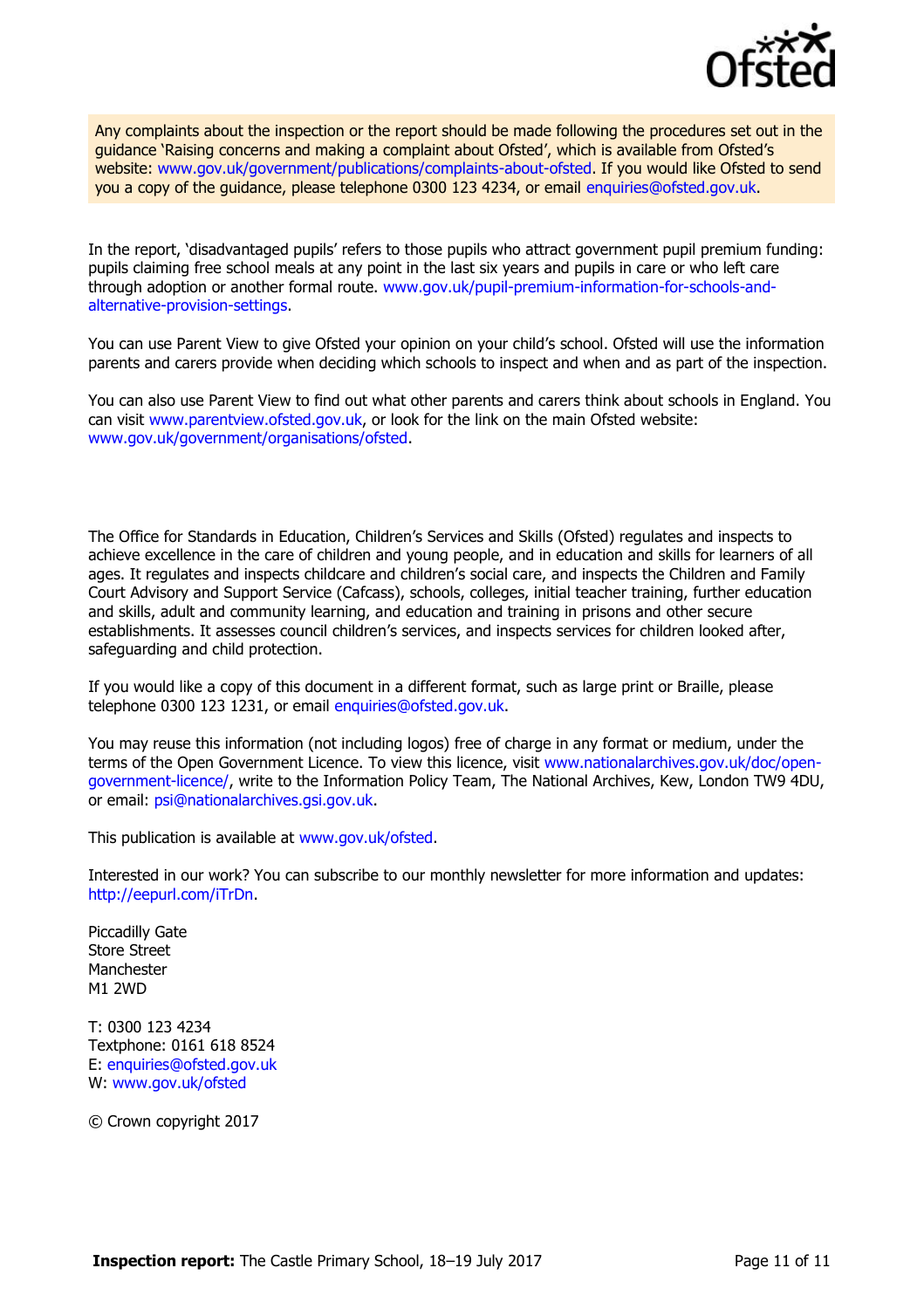Any complaints about the inspection or the report should be made following the procedures set out in the guidance 'Raising concerns and making a complaint about Ofsted', which is available from Ofsted's website: www.gov.uk/government/publications/complaints-about-ofsted. If you would like Ofsted to send you a copy of the guidance, please telephone 0300 123 4234, or email enquiries@ofsted.gov.uk.

In the report, 'disadvantaged pupils' refers to those pupils who attract government pupil premium funding: pupils claiming free school meals at any point in the last six years and pupils in care or who left care through adoption or another formal route. www.gov.uk/pupil-premium-information-for-schools-and-alternative-provision-settings.

You can use Parent View to give Ofsted your opinion on your child's school. Ofsted will use the information parents and carers provide when deciding which schools to inspect and when and as part of the inspection.

You can also use Parent View to find out what other parents and carers think about schools in England. You can visit www.parentview.ofsted.gov.uk, or look for the link on the main Ofsted website: www.gov.uk/government/organisations/ofsted.

The Office for Standards in Education, Children's Services and Skills (Ofsted) regulates and inspects to achieve excellence in the care of children and young people, and in education and skills for learners of all ages. It regulates and inspects childcare and children's social care, and inspects the Children and Family Court Advisory and Support Service (Cafcass), schools, colleges, initial teacher training, further education and skills, adult and community learning, and education and training in prisons and other secure establishments. It assesses council children's services, and inspects services for children looked after, safeguarding and child protection.

If you would like a copy of this document in a different format, such as large print or Braille, please telephone 0300 123 1231, or email enquiries@ofsted.gov.uk.

You may reuse this information (not including logos) free of charge in any format or medium, under the terms of the Open Government Licence. To view this licence, visit www.nationalarchives.gov.uk/doc/open-government-licence/, write to the Information Policy Team, The National Archives, Kew, London TW9 4DU, or email: psi@nationalarchives.gsi.gov.uk.

This publication is available at www.gov.uk/ofsted.

Interested in our work? You can subscribe to our monthly newsletter for more information and updates: http://eepurl.com/iTrDn.

Piccadilly Gate
Store Street
Manchester
M1 2WD

T: 0300 123 4234
Textphone: 0161 618 8524
E: enquiries@ofsted.gov.uk
W: www.gov.uk/ofsted

© Crown copyright 2017